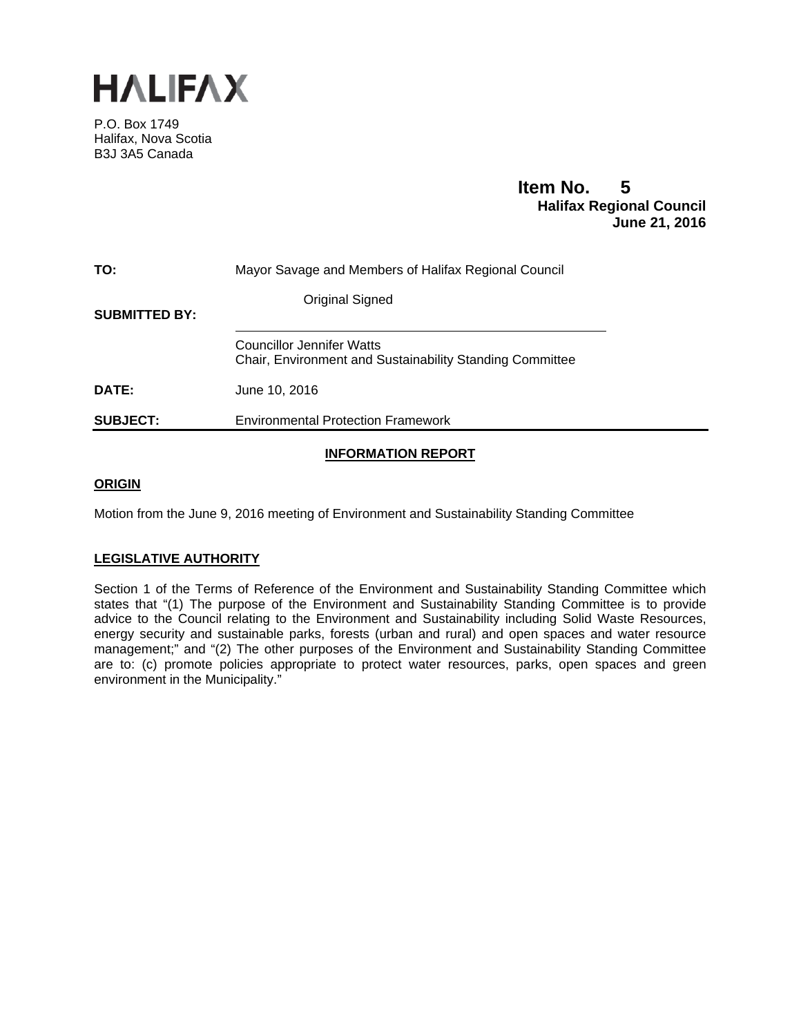# HALIFAX

P.O. Box 1749
Halifax, Nova Scotia
B3J 3A5 Canada

**Item No. 5**
**Halifax Regional Council**
**June 21, 2016**

**TO:** Mayor Savage and Members of Halifax Regional Council

**SUBMITTED BY:** Original Signed

Councillor Jennifer Watts
Chair, Environment and Sustainability Standing Committee

**DATE:** June 10, 2016

**SUBJECT:** Environmental Protection Framework

## INFORMATION REPORT

### ORIGIN

Motion from the June 9, 2016 meeting of Environment and Sustainability Standing Committee

### LEGISLATIVE AUTHORITY

Section 1 of the Terms of Reference of the Environment and Sustainability Standing Committee which states that "(1) The purpose of the Environment and Sustainability Standing Committee is to provide advice to the Council relating to the Environment and Sustainability including Solid Waste Resources, energy security and sustainable parks, forests (urban and rural) and open spaces and water resource management;" and "(2) The other purposes of the Environment and Sustainability Standing Committee are to: (c) promote policies appropriate to protect water resources, parks, open spaces and green environment in the Municipality."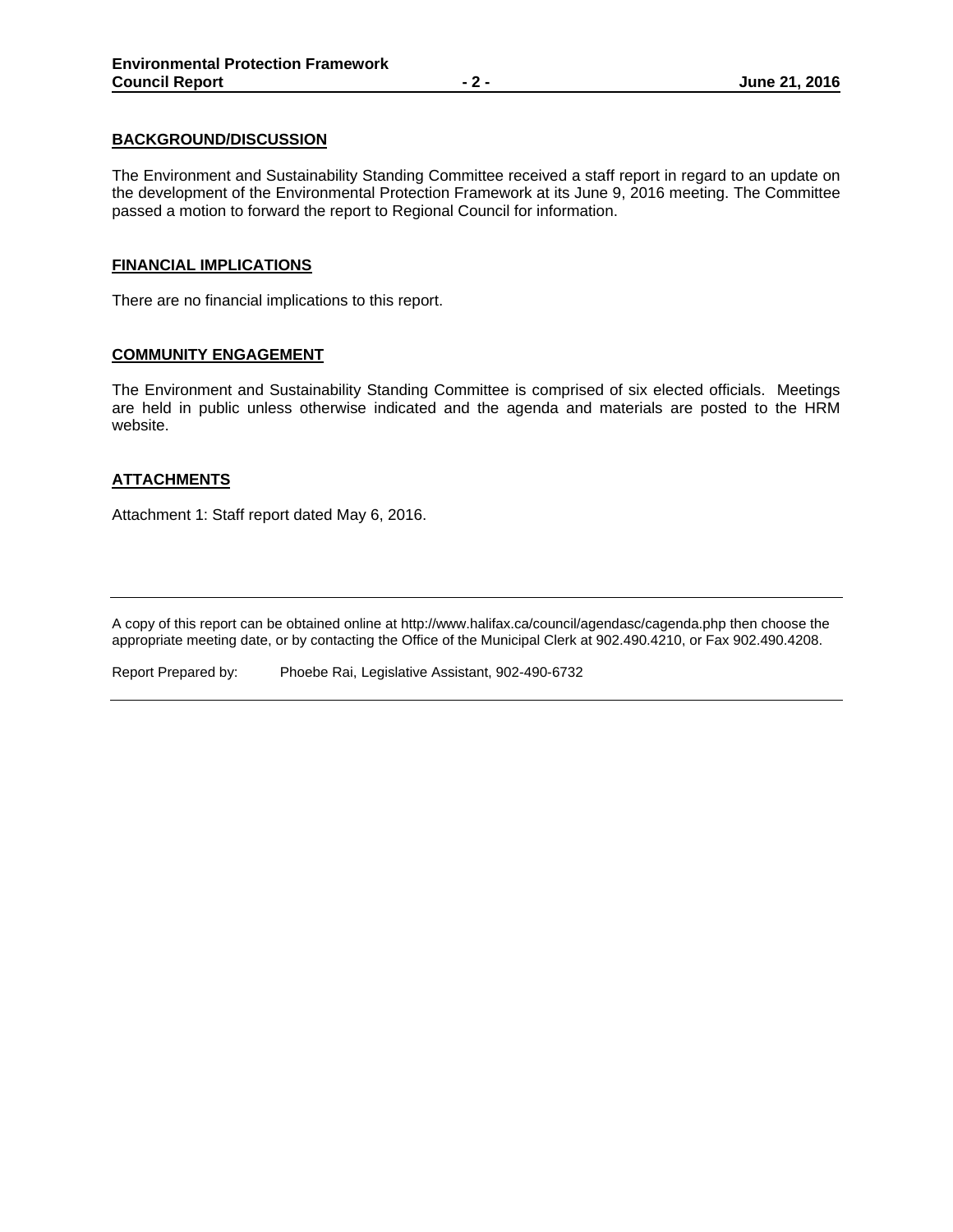## BACKGROUND/DISCUSSION

The Environment and Sustainability Standing Committee received a staff report in regard to an update on the development of the Environmental Protection Framework at its June 9, 2016 meeting. The Committee passed a motion to forward the report to Regional Council for information.

## FINANCIAL IMPLICATIONS

There are no financial implications to this report.

## COMMUNITY ENGAGEMENT

The Environment and Sustainability Standing Committee is comprised of six elected officials. Meetings are held in public unless otherwise indicated and the agenda and materials are posted to the HRM website.

## ATTACHMENTS

Attachment 1: Staff report dated May 6, 2016.

---

A copy of this report can be obtained online at http://www.halifax.ca/council/agendasc/cagenda.php then choose the appropriate meeting date, or by contacting the Office of the Municipal Clerk at 902.490.4210, or Fax 902.490.4208.

Report Prepared by: Phoebe Rai, Legislative Assistant, 902-490-6732

---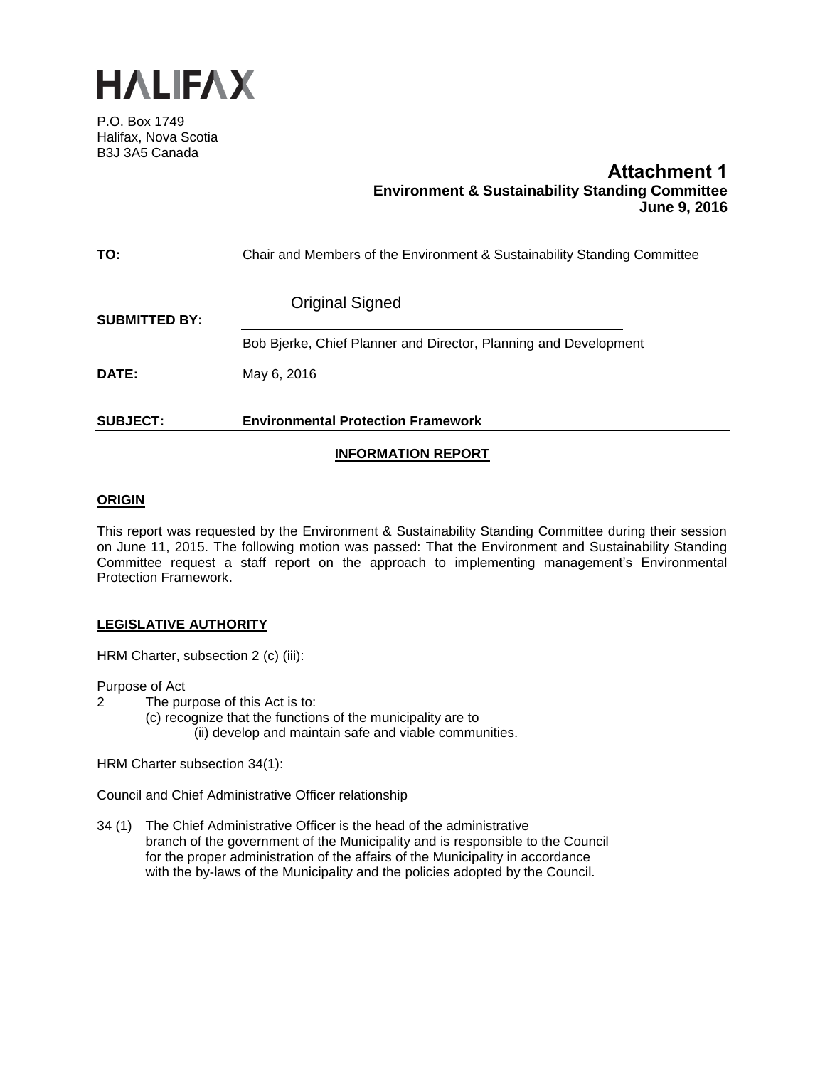# HALIFAX

P.O. Box 1749
Halifax, Nova Scotia
B3J 3A5 Canada

**Attachment 1**
**Environment & Sustainability Standing Committee**
**June 9, 2016**

**TO:** Chair and Members of the Environment & Sustainability Standing Committee

**SUBMITTED BY:** Original Signed

Bob Bjerke, Chief Planner and Director, Planning and Development

**DATE:** May 6, 2016

**SUBJECT:** **Environmental Protection Framework**

**INFORMATION REPORT**

**ORIGIN**

This report was requested by the Environment & Sustainability Standing Committee during their session on June 11, 2015. The following motion was passed: That the Environment and Sustainability Standing Committee request a staff report on the approach to implementing management's Environmental Protection Framework.

**LEGISLATIVE AUTHORITY**

HRM Charter, subsection 2 (c) (iii):

Purpose of Act
2 The purpose of this Act is to:
(c) recognize that the functions of the municipality are to
(ii) develop and maintain safe and viable communities.

HRM Charter subsection 34(1):

Council and Chief Administrative Officer relationship

34 (1) The Chief Administrative Officer is the head of the administrative branch of the government of the Municipality and is responsible to the Council for the proper administration of the affairs of the Municipality in accordance with the by-laws of the Municipality and the policies adopted by the Council.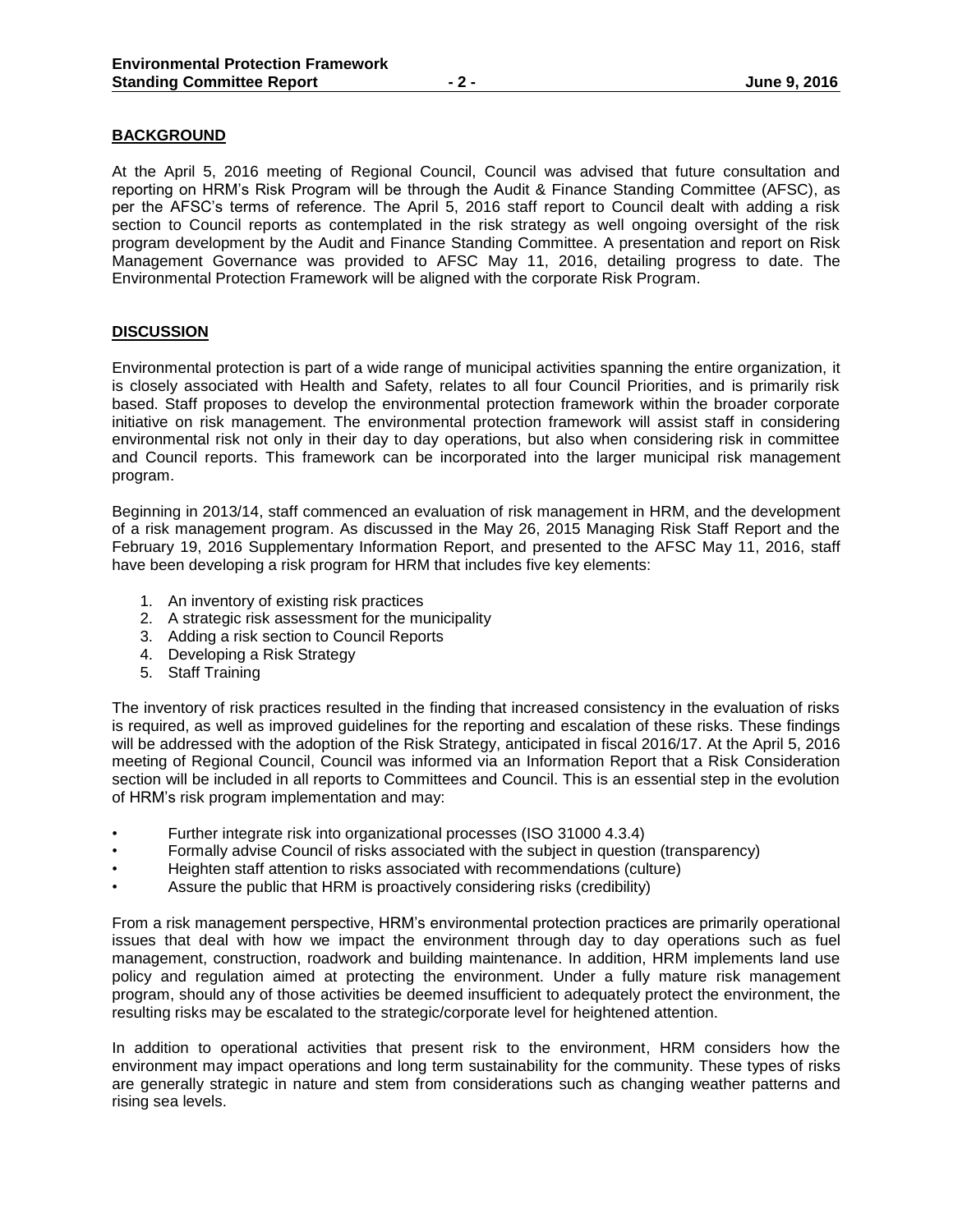## BACKGROUND

At the April 5, 2016 meeting of Regional Council, Council was advised that future consultation and reporting on HRM's Risk Program will be through the Audit & Finance Standing Committee (AFSC), as per the AFSC's terms of reference. The April 5, 2016 staff report to Council dealt with adding a risk section to Council reports as contemplated in the risk strategy as well ongoing oversight of the risk program development by the Audit and Finance Standing Committee. A presentation and report on Risk Management Governance was provided to AFSC May 11, 2016, detailing progress to date. The Environmental Protection Framework will be aligned with the corporate Risk Program.

## DISCUSSION

Environmental protection is part of a wide range of municipal activities spanning the entire organization, it is closely associated with Health and Safety, relates to all four Council Priorities, and is primarily risk based. Staff proposes to develop the environmental protection framework within the broader corporate initiative on risk management. The environmental protection framework will assist staff in considering environmental risk not only in their day to day operations, but also when considering risk in committee and Council reports. This framework can be incorporated into the larger municipal risk management program.

Beginning in 2013/14, staff commenced an evaluation of risk management in HRM, and the development of a risk management program. As discussed in the May 26, 2015 Managing Risk Staff Report and the February 19, 2016 Supplementary Information Report, and presented to the AFSC May 11, 2016, staff have been developing a risk program for HRM that includes five key elements:

1. An inventory of existing risk practices
2. A strategic risk assessment for the municipality
3. Adding a risk section to Council Reports
4. Developing a Risk Strategy
5. Staff Training

The inventory of risk practices resulted in the finding that increased consistency in the evaluation of risks is required, as well as improved guidelines for the reporting and escalation of these risks. These findings will be addressed with the adoption of the Risk Strategy, anticipated in fiscal 2016/17. At the April 5, 2016 meeting of Regional Council, Council was informed via an Information Report that a Risk Consideration section will be included in all reports to Committees and Council. This is an essential step in the evolution of HRM's risk program implementation and may:

- Further integrate risk into organizational processes (ISO 31000 4.3.4)
- Formally advise Council of risks associated with the subject in question (transparency)
- Heighten staff attention to risks associated with recommendations (culture)
- Assure the public that HRM is proactively considering risks (credibility)

From a risk management perspective, HRM's environmental protection practices are primarily operational issues that deal with how we impact the environment through day to day operations such as fuel management, construction, roadwork and building maintenance. In addition, HRM implements land use policy and regulation aimed at protecting the environment. Under a fully mature risk management program, should any of those activities be deemed insufficient to adequately protect the environment, the resulting risks may be escalated to the strategic/corporate level for heightened attention.

In addition to operational activities that present risk to the environment, HRM considers how the environment may impact operations and long term sustainability for the community. These types of risks are generally strategic in nature and stem from considerations such as changing weather patterns and rising sea levels.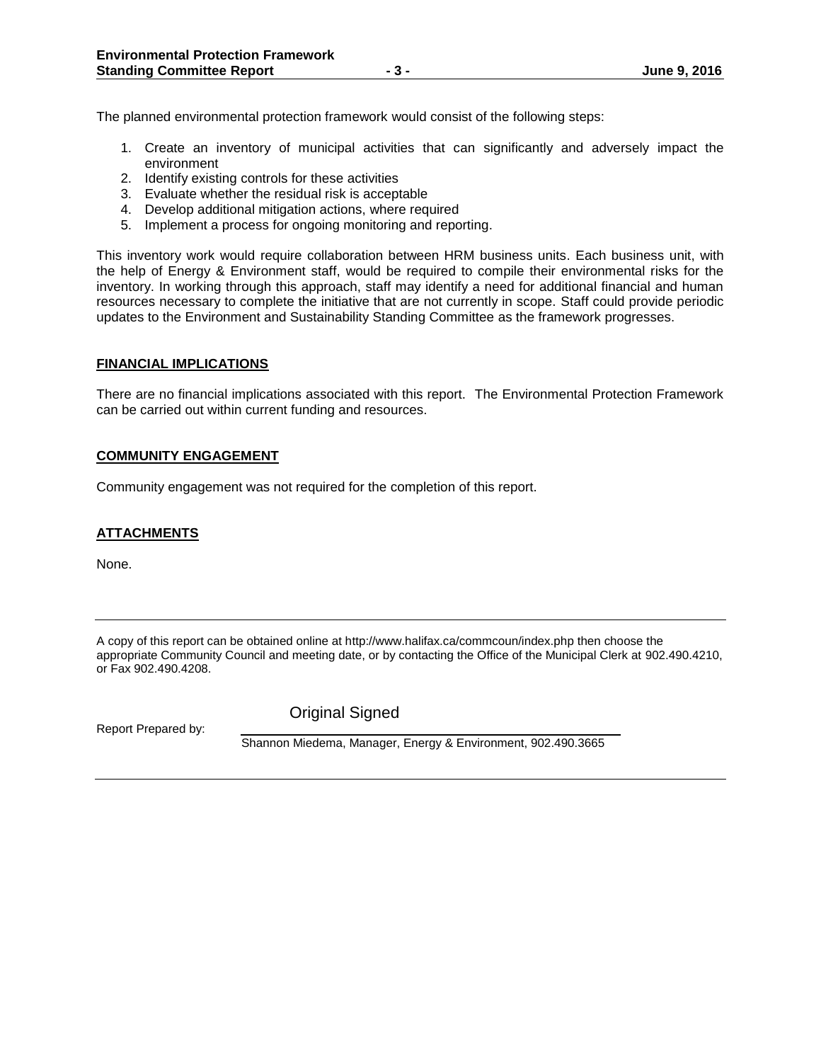The planned environmental protection framework would consist of the following steps:

1. Create an inventory of municipal activities that can significantly and adversely impact the environment
2. Identify existing controls for these activities
3. Evaluate whether the residual risk is acceptable
4. Develop additional mitigation actions, where required
5. Implement a process for ongoing monitoring and reporting.

This inventory work would require collaboration between HRM business units. Each business unit, with the help of Energy & Environment staff, would be required to compile their environmental risks for the inventory. In working through this approach, staff may identify a need for additional financial and human resources necessary to complete the initiative that are not currently in scope. Staff could provide periodic updates to the Environment and Sustainability Standing Committee as the framework progresses.

## FINANCIAL IMPLICATIONS

There are no financial implications associated with this report. The Environmental Protection Framework can be carried out within current funding and resources.

## COMMUNITY ENGAGEMENT

Community engagement was not required for the completion of this report.

## ATTACHMENTS

None.

---

A copy of this report can be obtained online at http://www.halifax.ca/commcoun/index.php then choose the appropriate Community Council and meeting date, or by contacting the Office of the Municipal Clerk at 902.490.4210, or Fax 902.490.4208.

Report Prepared by: Original Signed

Shannon Miedema, Manager, Energy & Environment, 902.490.3665